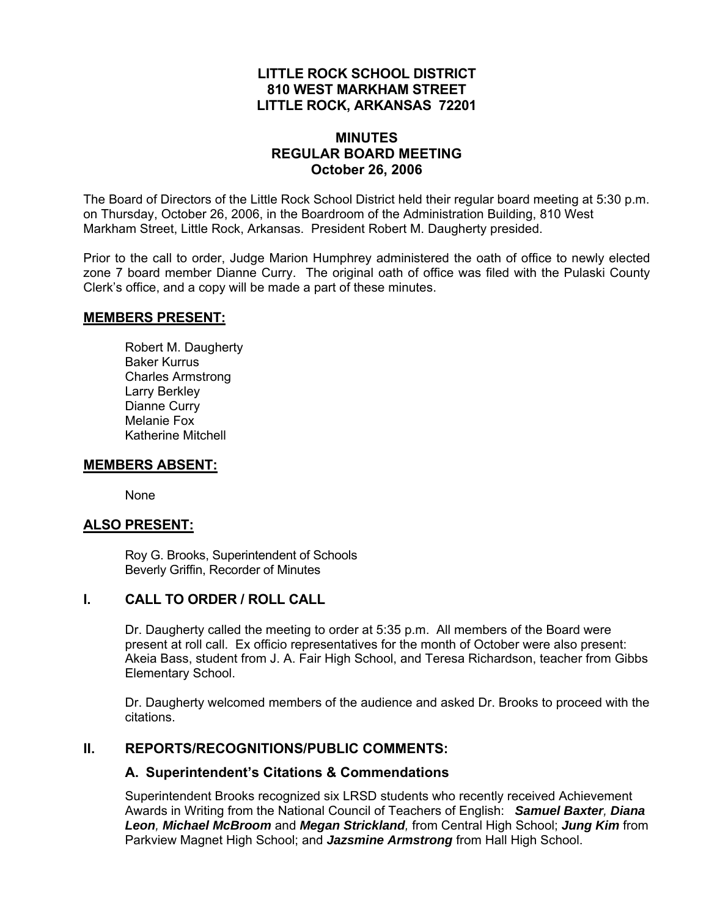**LITTLE ROCK SCHOOL DISTRICT**
**810 WEST MARKHAM STREET**
**LITTLE ROCK, ARKANSAS 72201**

**MINUTES**
**REGULAR BOARD MEETING**
**October 26, 2006**

The Board of Directors of the Little Rock School District held their regular board meeting at 5:30 p.m. on Thursday, October 26, 2006, in the Boardroom of the Administration Building, 810 West Markham Street, Little Rock, Arkansas. President Robert M. Daugherty presided.

Prior to the call to order, Judge Marion Humphrey administered the oath of office to newly elected zone 7 board member Dianne Curry. The original oath of office was filed with the Pulaski County Clerk's office, and a copy will be made a part of these minutes.

## MEMBERS PRESENT:

Robert M. Daugherty
Baker Kurrus
Charles Armstrong
Larry Berkley
Dianne Curry
Melanie Fox
Katherine Mitchell

## MEMBERS ABSENT:

None

## ALSO PRESENT:

Roy G. Brooks, Superintendent of Schools
Beverly Griffin, Recorder of Minutes

## I. CALL TO ORDER / ROLL CALL

Dr. Daugherty called the meeting to order at 5:35 p.m. All members of the Board were present at roll call. Ex officio representatives for the month of October were also present: Akeia Bass, student from J. A. Fair High School, and Teresa Richardson, teacher from Gibbs Elementary School.

Dr. Daugherty welcomed members of the audience and asked Dr. Brooks to proceed with the citations.

## II. REPORTS/RECOGNITIONS/PUBLIC COMMENTS:

### A. Superintendent's Citations & Commendations

Superintendent Brooks recognized six LRSD students who recently received Achievement Awards in Writing from the National Council of Teachers of English: ***Samuel Baxter**, **Diana Leon**, **Michael McBroom*** and ***Megan Strickland**,* from Central High School; ***Jung Kim*** from Parkview Magnet High School; and ***Jazsmine Armstrong*** from Hall High School.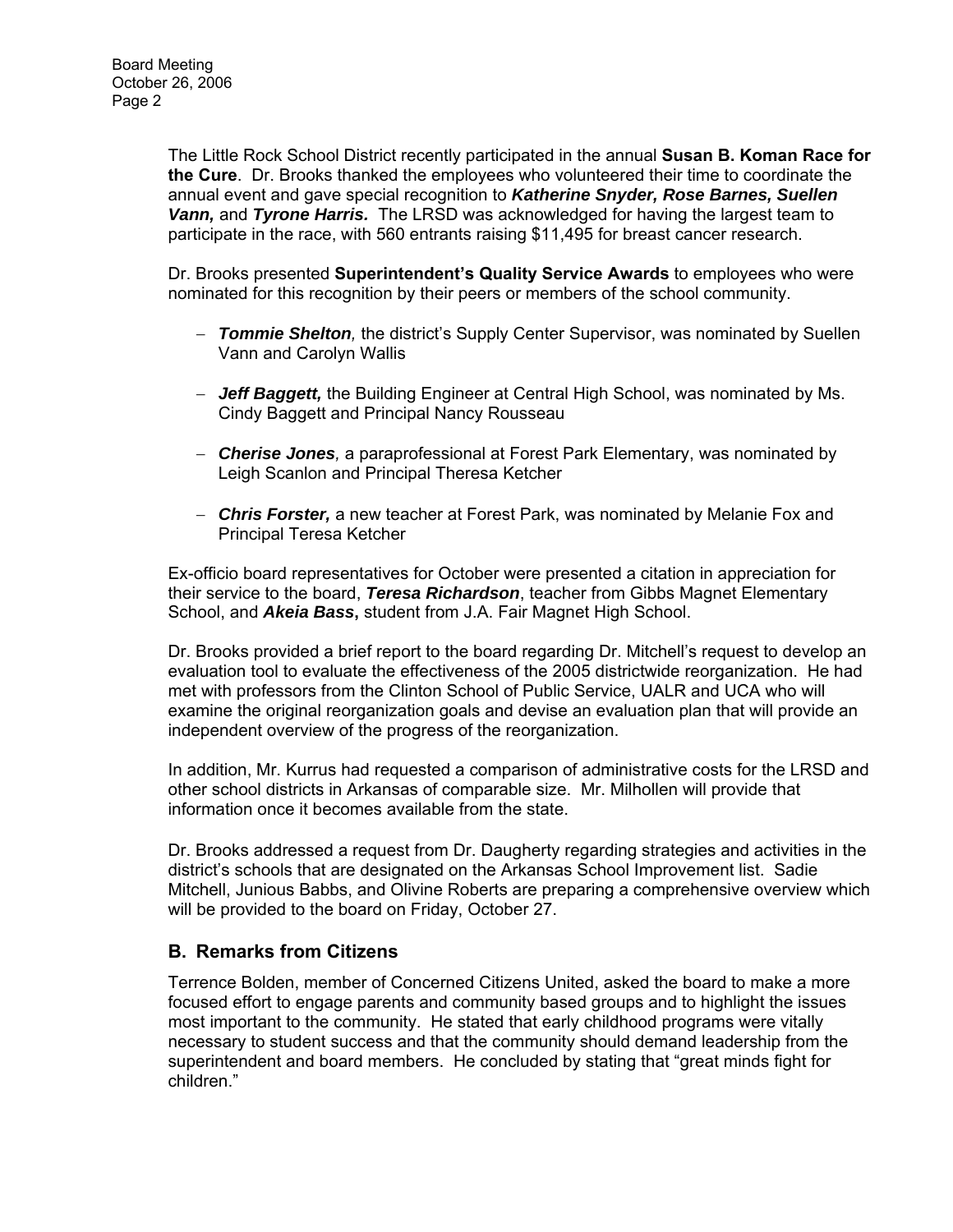The Little Rock School District recently participated in the annual **Susan B. Koman Race for the Cure**. Dr. Brooks thanked the employees who volunteered their time to coordinate the annual event and gave special recognition to ***Katherine Snyder, Rose Barnes, Suellen Vann,*** and ***Tyrone Harris.*** The LRSD was acknowledged for having the largest team to participate in the race, with 560 entrants raising $11,495 for breast cancer research.

Dr. Brooks presented **Superintendent's Quality Service Awards** to employees who were nominated for this recognition by their peers or members of the school community.

- ***Tommie Shelton,*** the district's Supply Center Supervisor, was nominated by Suellen Vann and Carolyn Wallis
- ***Jeff Baggett,*** the Building Engineer at Central High School, was nominated by Ms. Cindy Baggett and Principal Nancy Rousseau
- ***Cherise Jones,*** a paraprofessional at Forest Park Elementary, was nominated by Leigh Scanlon and Principal Theresa Ketcher
- ***Chris Forster,*** a new teacher at Forest Park, was nominated by Melanie Fox and Principal Teresa Ketcher

Ex-officio board representatives for October were presented a citation in appreciation for their service to the board, ***Teresa Richardson***, teacher from Gibbs Magnet Elementary School, and ***Akeia Bass*****,** student from J.A. Fair Magnet High School.

Dr. Brooks provided a brief report to the board regarding Dr. Mitchell's request to develop an evaluation tool to evaluate the effectiveness of the 2005 districtwide reorganization. He had met with professors from the Clinton School of Public Service, UALR and UCA who will examine the original reorganization goals and devise an evaluation plan that will provide an independent overview of the progress of the reorganization.

In addition, Mr. Kurrus had requested a comparison of administrative costs for the LRSD and other school districts in Arkansas of comparable size. Mr. Milhollen will provide that information once it becomes available from the state.

Dr. Brooks addressed a request from Dr. Daugherty regarding strategies and activities in the district's schools that are designated on the Arkansas School Improvement list. Sadie Mitchell, Junious Babbs, and Olivine Roberts are preparing a comprehensive overview which will be provided to the board on Friday, October 27.

## B. Remarks from Citizens

Terrence Bolden, member of Concerned Citizens United, asked the board to make a more focused effort to engage parents and community based groups and to highlight the issues most important to the community. He stated that early childhood programs were vitally necessary to student success and that the community should demand leadership from the superintendent and board members. He concluded by stating that "great minds fight for children."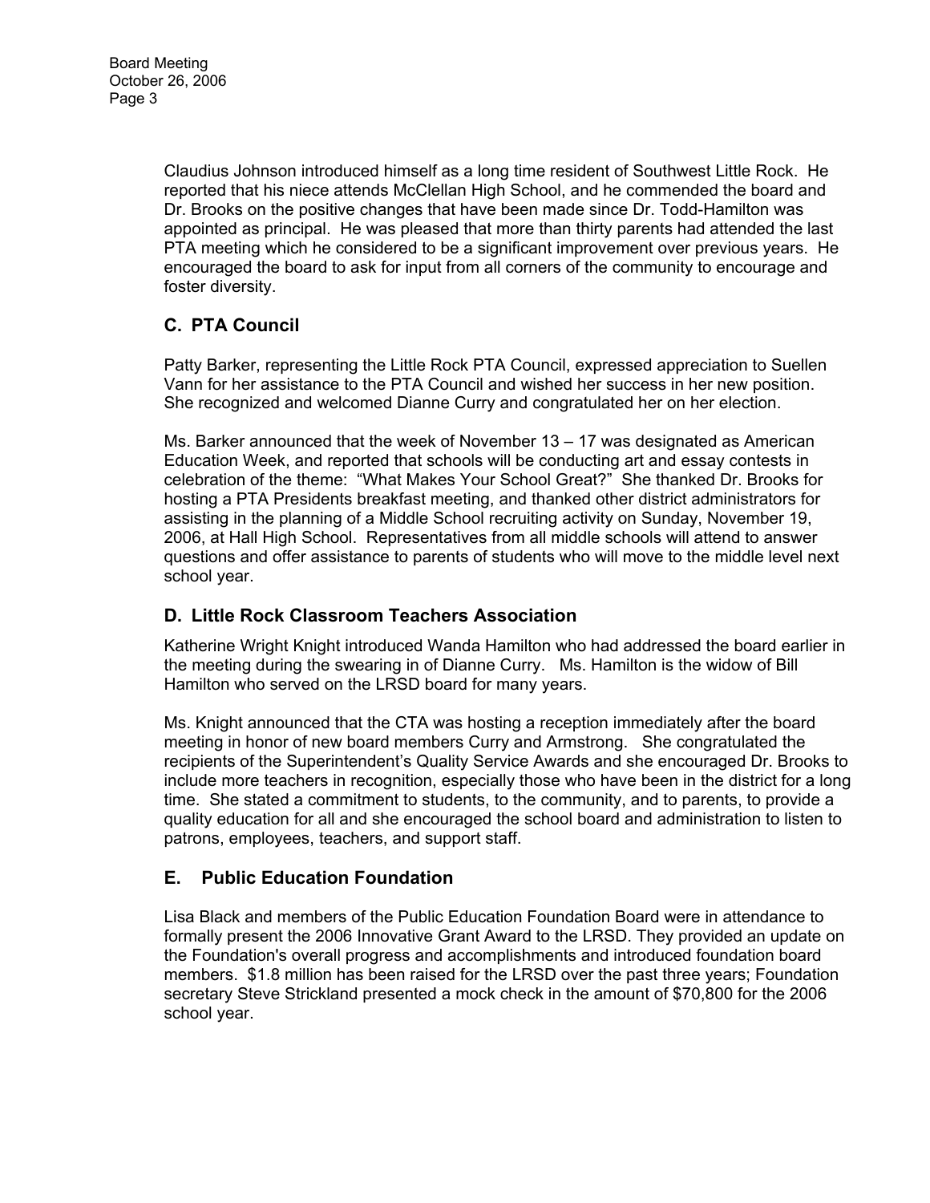Claudius Johnson introduced himself as a long time resident of Southwest Little Rock. He reported that his niece attends McClellan High School, and he commended the board and Dr. Brooks on the positive changes that have been made since Dr. Todd-Hamilton was appointed as principal. He was pleased that more than thirty parents had attended the last PTA meeting which he considered to be a significant improvement over previous years. He encouraged the board to ask for input from all corners of the community to encourage and foster diversity.

## C. PTA Council

Patty Barker, representing the Little Rock PTA Council, expressed appreciation to Suellen Vann for her assistance to the PTA Council and wished her success in her new position. She recognized and welcomed Dianne Curry and congratulated her on her election.

Ms. Barker announced that the week of November 13 – 17 was designated as American Education Week, and reported that schools will be conducting art and essay contests in celebration of the theme: "What Makes Your School Great?" She thanked Dr. Brooks for hosting a PTA Presidents breakfast meeting, and thanked other district administrators for assisting in the planning of a Middle School recruiting activity on Sunday, November 19, 2006, at Hall High School. Representatives from all middle schools will attend to answer questions and offer assistance to parents of students who will move to the middle level next school year.

## D. Little Rock Classroom Teachers Association

Katherine Wright Knight introduced Wanda Hamilton who had addressed the board earlier in the meeting during the swearing in of Dianne Curry. Ms. Hamilton is the widow of Bill Hamilton who served on the LRSD board for many years.

Ms. Knight announced that the CTA was hosting a reception immediately after the board meeting in honor of new board members Curry and Armstrong. She congratulated the recipients of the Superintendent's Quality Service Awards and she encouraged Dr. Brooks to include more teachers in recognition, especially those who have been in the district for a long time. She stated a commitment to students, to the community, and to parents, to provide a quality education for all and she encouraged the school board and administration to listen to patrons, employees, teachers, and support staff.

## E. Public Education Foundation

Lisa Black and members of the Public Education Foundation Board were in attendance to formally present the 2006 Innovative Grant Award to the LRSD. They provided an update on the Foundation's overall progress and accomplishments and introduced foundation board members. $1.8 million has been raised for the LRSD over the past three years; Foundation secretary Steve Strickland presented a mock check in the amount of $70,800 for the 2006 school year.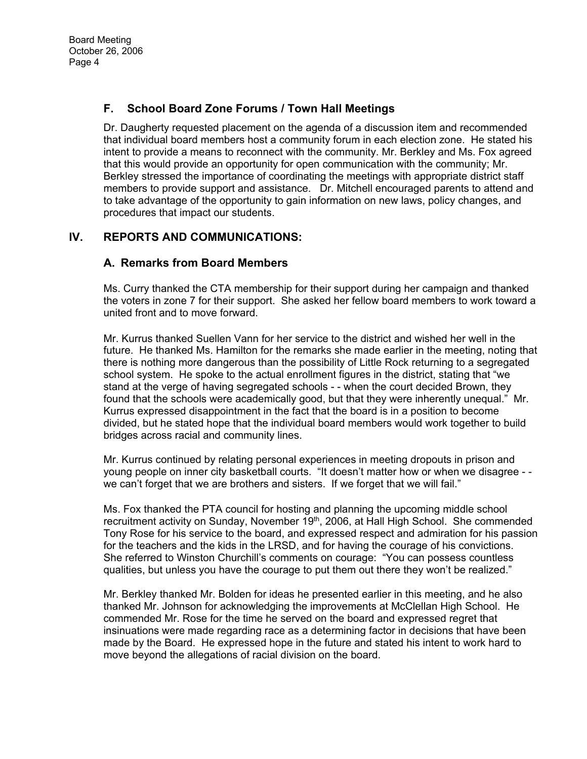### F. School Board Zone Forums / Town Hall Meetings

Dr. Daugherty requested placement on the agenda of a discussion item and recommended that individual board members host a community forum in each election zone. He stated his intent to provide a means to reconnect with the community. Mr. Berkley and Ms. Fox agreed that this would provide an opportunity for open communication with the community; Mr. Berkley stressed the importance of coordinating the meetings with appropriate district staff members to provide support and assistance. Dr. Mitchell encouraged parents to attend and to take advantage of the opportunity to gain information on new laws, policy changes, and procedures that impact our students.

## IV. REPORTS AND COMMUNICATIONS:

### A. Remarks from Board Members

Ms. Curry thanked the CTA membership for their support during her campaign and thanked the voters in zone 7 for their support. She asked her fellow board members to work toward a united front and to move forward.

Mr. Kurrus thanked Suellen Vann for her service to the district and wished her well in the future. He thanked Ms. Hamilton for the remarks she made earlier in the meeting, noting that there is nothing more dangerous than the possibility of Little Rock returning to a segregated school system. He spoke to the actual enrollment figures in the district, stating that "we stand at the verge of having segregated schools - - when the court decided Brown, they found that the schools were academically good, but that they were inherently unequal." Mr. Kurrus expressed disappointment in the fact that the board is in a position to become divided, but he stated hope that the individual board members would work together to build bridges across racial and community lines.

Mr. Kurrus continued by relating personal experiences in meeting dropouts in prison and young people on inner city basketball courts. "It doesn't matter how or when we disagree - - we can't forget that we are brothers and sisters. If we forget that we will fail."

Ms. Fox thanked the PTA council for hosting and planning the upcoming middle school recruitment activity on Sunday, November 19th, 2006, at Hall High School. She commended Tony Rose for his service to the board, and expressed respect and admiration for his passion for the teachers and the kids in the LRSD, and for having the courage of his convictions. She referred to Winston Churchill's comments on courage: "You can possess countless qualities, but unless you have the courage to put them out there they won't be realized."

Mr. Berkley thanked Mr. Bolden for ideas he presented earlier in this meeting, and he also thanked Mr. Johnson for acknowledging the improvements at McClellan High School. He commended Mr. Rose for the time he served on the board and expressed regret that insinuations were made regarding race as a determining factor in decisions that have been made by the Board. He expressed hope in the future and stated his intent to work hard to move beyond the allegations of racial division on the board.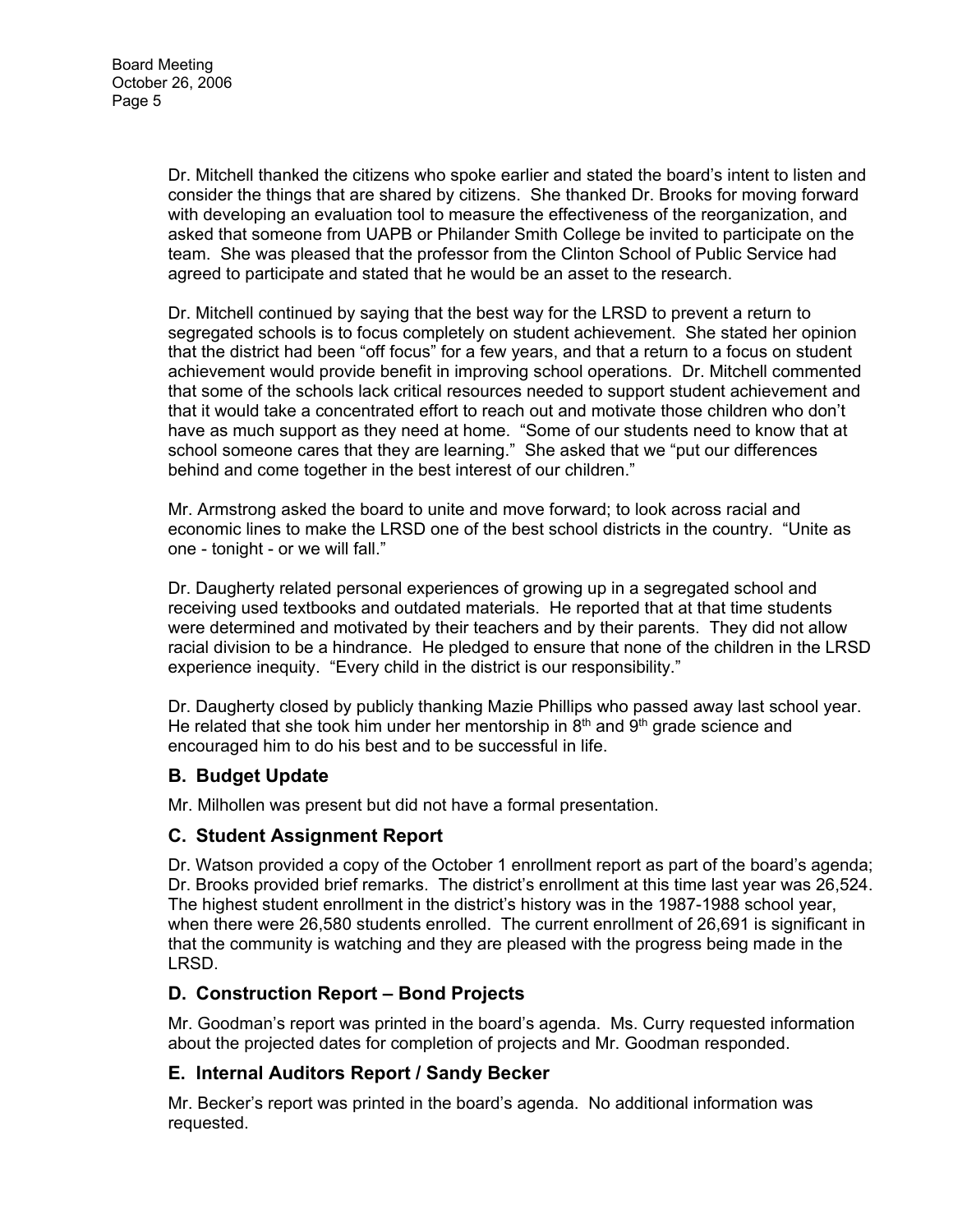Dr. Mitchell thanked the citizens who spoke earlier and stated the board's intent to listen and consider the things that are shared by citizens. She thanked Dr. Brooks for moving forward with developing an evaluation tool to measure the effectiveness of the reorganization, and asked that someone from UAPB or Philander Smith College be invited to participate on the team. She was pleased that the professor from the Clinton School of Public Service had agreed to participate and stated that he would be an asset to the research.

Dr. Mitchell continued by saying that the best way for the LRSD to prevent a return to segregated schools is to focus completely on student achievement. She stated her opinion that the district had been "off focus" for a few years, and that a return to a focus on student achievement would provide benefit in improving school operations. Dr. Mitchell commented that some of the schools lack critical resources needed to support student achievement and that it would take a concentrated effort to reach out and motivate those children who don't have as much support as they need at home. "Some of our students need to know that at school someone cares that they are learning." She asked that we "put our differences behind and come together in the best interest of our children."

Mr. Armstrong asked the board to unite and move forward; to look across racial and economic lines to make the LRSD one of the best school districts in the country. "Unite as one - tonight - or we will fall."

Dr. Daugherty related personal experiences of growing up in a segregated school and receiving used textbooks and outdated materials. He reported that at that time students were determined and motivated by their teachers and by their parents. They did not allow racial division to be a hindrance. He pledged to ensure that none of the children in the LRSD experience inequity. "Every child in the district is our responsibility."

Dr. Daugherty closed by publicly thanking Mazie Phillips who passed away last school year. He related that she took him under her mentorship in 8th and 9th grade science and encouraged him to do his best and to be successful in life.

### B. Budget Update

Mr. Milhollen was present but did not have a formal presentation.

### C. Student Assignment Report

Dr. Watson provided a copy of the October 1 enrollment report as part of the board's agenda; Dr. Brooks provided brief remarks. The district's enrollment at this time last year was 26,524. The highest student enrollment in the district's history was in the 1987-1988 school year, when there were 26,580 students enrolled. The current enrollment of 26,691 is significant in that the community is watching and they are pleased with the progress being made in the LRSD.

### D. Construction Report – Bond Projects

Mr. Goodman's report was printed in the board's agenda. Ms. Curry requested information about the projected dates for completion of projects and Mr. Goodman responded.

### E. Internal Auditors Report / Sandy Becker

Mr. Becker's report was printed in the board's agenda. No additional information was requested.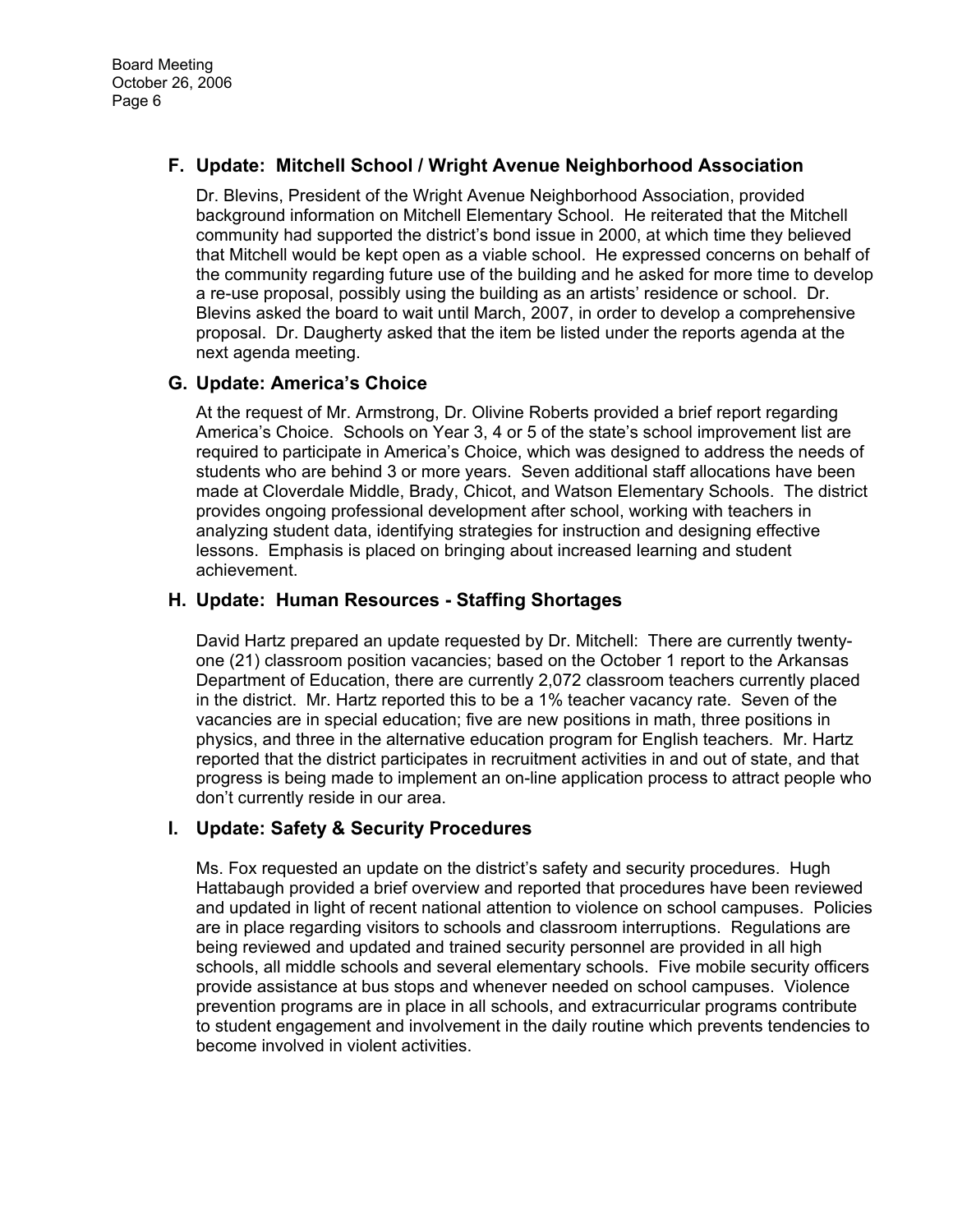### F. Update: Mitchell School / Wright Avenue Neighborhood Association

Dr. Blevins, President of the Wright Avenue Neighborhood Association, provided background information on Mitchell Elementary School. He reiterated that the Mitchell community had supported the district's bond issue in 2000, at which time they believed that Mitchell would be kept open as a viable school. He expressed concerns on behalf of the community regarding future use of the building and he asked for more time to develop a re-use proposal, possibly using the building as an artists' residence or school. Dr. Blevins asked the board to wait until March, 2007, in order to develop a comprehensive proposal. Dr. Daugherty asked that the item be listed under the reports agenda at the next agenda meeting.

### G. Update: America's Choice

At the request of Mr. Armstrong, Dr. Olivine Roberts provided a brief report regarding America's Choice. Schools on Year 3, 4 or 5 of the state's school improvement list are required to participate in America's Choice, which was designed to address the needs of students who are behind 3 or more years. Seven additional staff allocations have been made at Cloverdale Middle, Brady, Chicot, and Watson Elementary Schools. The district provides ongoing professional development after school, working with teachers in analyzing student data, identifying strategies for instruction and designing effective lessons. Emphasis is placed on bringing about increased learning and student achievement.

### H. Update: Human Resources - Staffing Shortages

David Hartz prepared an update requested by Dr. Mitchell: There are currently twenty-one (21) classroom position vacancies; based on the October 1 report to the Arkansas Department of Education, there are currently 2,072 classroom teachers currently placed in the district. Mr. Hartz reported this to be a 1% teacher vacancy rate. Seven of the vacancies are in special education; five are new positions in math, three positions in physics, and three in the alternative education program for English teachers. Mr. Hartz reported that the district participates in recruitment activities in and out of state, and that progress is being made to implement an on-line application process to attract people who don't currently reside in our area.

### I. Update: Safety & Security Procedures

Ms. Fox requested an update on the district's safety and security procedures. Hugh Hattabaugh provided a brief overview and reported that procedures have been reviewed and updated in light of recent national attention to violence on school campuses. Policies are in place regarding visitors to schools and classroom interruptions. Regulations are being reviewed and updated and trained security personnel are provided in all high schools, all middle schools and several elementary schools. Five mobile security officers provide assistance at bus stops and whenever needed on school campuses. Violence prevention programs are in place in all schools, and extracurricular programs contribute to student engagement and involvement in the daily routine which prevents tendencies to become involved in violent activities.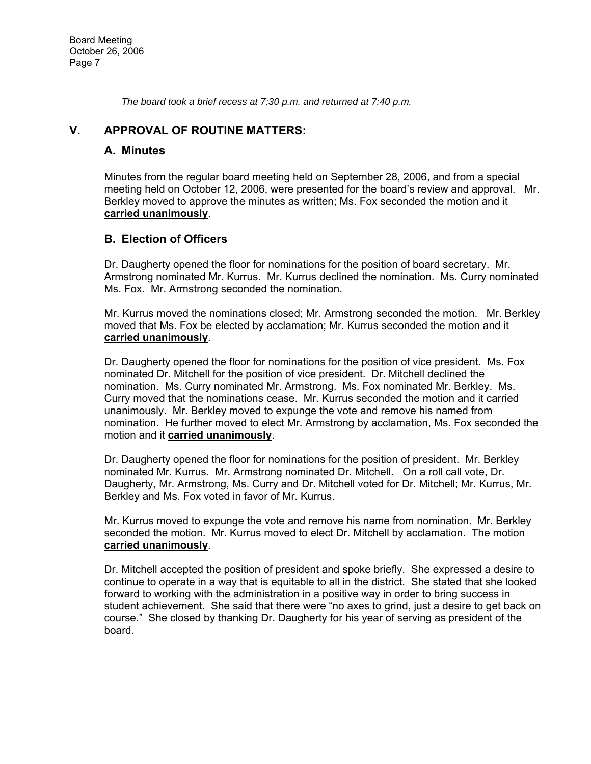*The board took a brief recess at 7:30 p.m. and returned at 7:40 p.m.*

## V. APPROVAL OF ROUTINE MATTERS:

### A. Minutes

Minutes from the regular board meeting held on September 28, 2006, and from a special meeting held on October 12, 2006, were presented for the board's review and approval. Mr. Berkley moved to approve the minutes as written; Ms. Fox seconded the motion and it **carried unanimously**.

### B. Election of Officers

Dr. Daugherty opened the floor for nominations for the position of board secretary. Mr. Armstrong nominated Mr. Kurrus. Mr. Kurrus declined the nomination. Ms. Curry nominated Ms. Fox. Mr. Armstrong seconded the nomination.

Mr. Kurrus moved the nominations closed; Mr. Armstrong seconded the motion. Mr. Berkley moved that Ms. Fox be elected by acclamation; Mr. Kurrus seconded the motion and it **carried unanimously**.

Dr. Daugherty opened the floor for nominations for the position of vice president. Ms. Fox nominated Dr. Mitchell for the position of vice president. Dr. Mitchell declined the nomination. Ms. Curry nominated Mr. Armstrong. Ms. Fox nominated Mr. Berkley. Ms. Curry moved that the nominations cease. Mr. Kurrus seconded the motion and it carried unanimously. Mr. Berkley moved to expunge the vote and remove his named from nomination. He further moved to elect Mr. Armstrong by acclamation, Ms. Fox seconded the motion and it **carried unanimously**.

Dr. Daugherty opened the floor for nominations for the position of president. Mr. Berkley nominated Mr. Kurrus. Mr. Armstrong nominated Dr. Mitchell. On a roll call vote, Dr. Daugherty, Mr. Armstrong, Ms. Curry and Dr. Mitchell voted for Dr. Mitchell; Mr. Kurrus, Mr. Berkley and Ms. Fox voted in favor of Mr. Kurrus.

Mr. Kurrus moved to expunge the vote and remove his name from nomination. Mr. Berkley seconded the motion. Mr. Kurrus moved to elect Dr. Mitchell by acclamation. The motion **carried unanimously**.

Dr. Mitchell accepted the position of president and spoke briefly. She expressed a desire to continue to operate in a way that is equitable to all in the district. She stated that she looked forward to working with the administration in a positive way in order to bring success in student achievement. She said that there were "no axes to grind, just a desire to get back on course." She closed by thanking Dr. Daugherty for his year of serving as president of the board.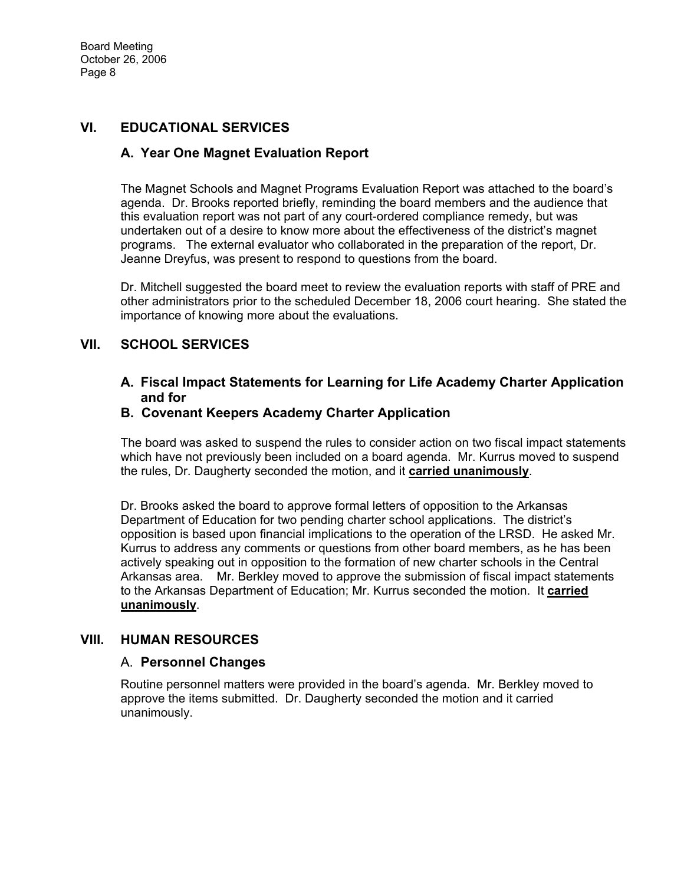## VI. EDUCATIONAL SERVICES

### A. Year One Magnet Evaluation Report

The Magnet Schools and Magnet Programs Evaluation Report was attached to the board's agenda. Dr. Brooks reported briefly, reminding the board members and the audience that this evaluation report was not part of any court-ordered compliance remedy, but was undertaken out of a desire to know more about the effectiveness of the district's magnet programs. The external evaluator who collaborated in the preparation of the report, Dr. Jeanne Dreyfus, was present to respond to questions from the board.

Dr. Mitchell suggested the board meet to review the evaluation reports with staff of PRE and other administrators prior to the scheduled December 18, 2006 court hearing. She stated the importance of knowing more about the evaluations.

## VII. SCHOOL SERVICES

### A. Fiscal Impact Statements for Learning for Life Academy Charter Application and for

### B. Covenant Keepers Academy Charter Application

The board was asked to suspend the rules to consider action on two fiscal impact statements which have not previously been included on a board agenda. Mr. Kurrus moved to suspend the rules, Dr. Daugherty seconded the motion, and it **carried unanimously**.

Dr. Brooks asked the board to approve formal letters of opposition to the Arkansas Department of Education for two pending charter school applications. The district's opposition is based upon financial implications to the operation of the LRSD. He asked Mr. Kurrus to address any comments or questions from other board members, as he has been actively speaking out in opposition to the formation of new charter schools in the Central Arkansas area. Mr. Berkley moved to approve the submission of fiscal impact statements to the Arkansas Department of Education; Mr. Kurrus seconded the motion. It **carried unanimously**.

## VIII. HUMAN RESOURCES

### A. Personnel Changes

Routine personnel matters were provided in the board's agenda. Mr. Berkley moved to approve the items submitted. Dr. Daugherty seconded the motion and it carried unanimously.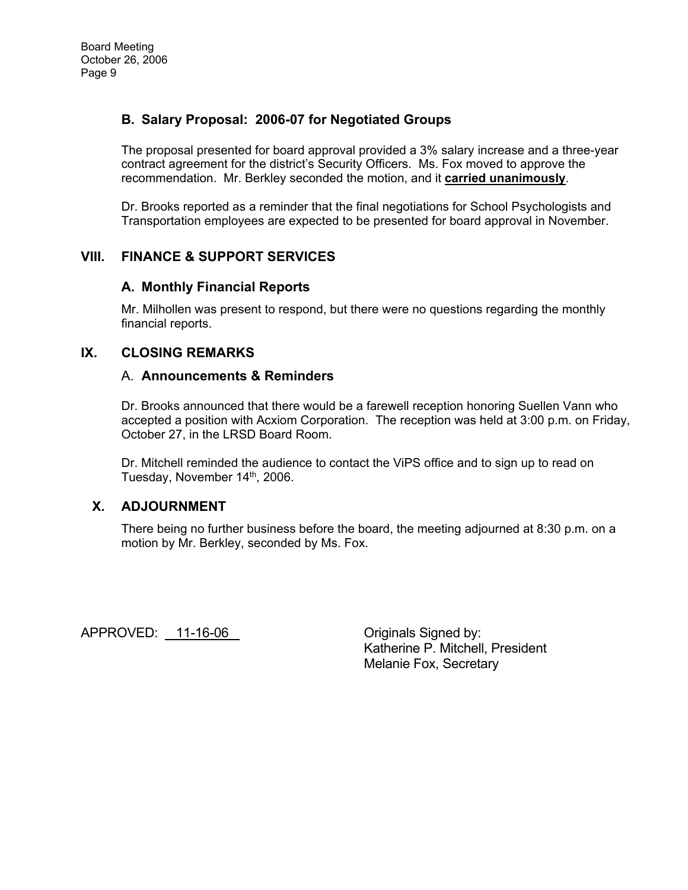### B. Salary Proposal: 2006-07 for Negotiated Groups

The proposal presented for board approval provided a 3% salary increase and a three-year contract agreement for the district's Security Officers. Ms. Fox moved to approve the recommendation. Mr. Berkley seconded the motion, and it **carried unanimously**.

Dr. Brooks reported as a reminder that the final negotiations for School Psychologists and Transportation employees are expected to be presented for board approval in November.

## VIII. FINANCE & SUPPORT SERVICES

### A. Monthly Financial Reports

Mr. Milhollen was present to respond, but there were no questions regarding the monthly financial reports.

## IX. CLOSING REMARKS

### A. Announcements & Reminders

Dr. Brooks announced that there would be a farewell reception honoring Suellen Vann who accepted a position with Acxiom Corporation. The reception was held at 3:00 p.m. on Friday, October 27, in the LRSD Board Room.

Dr. Mitchell reminded the audience to contact the ViPS office and to sign up to read on Tuesday, November 14th, 2006.

## X. ADJOURNMENT

There being no further business before the board, the meeting adjourned at 8:30 p.m. on a motion by Mr. Berkley, seconded by Ms. Fox.

APPROVED: 11-16-06

Originals Signed by:
Katherine P. Mitchell, President
Melanie Fox, Secretary